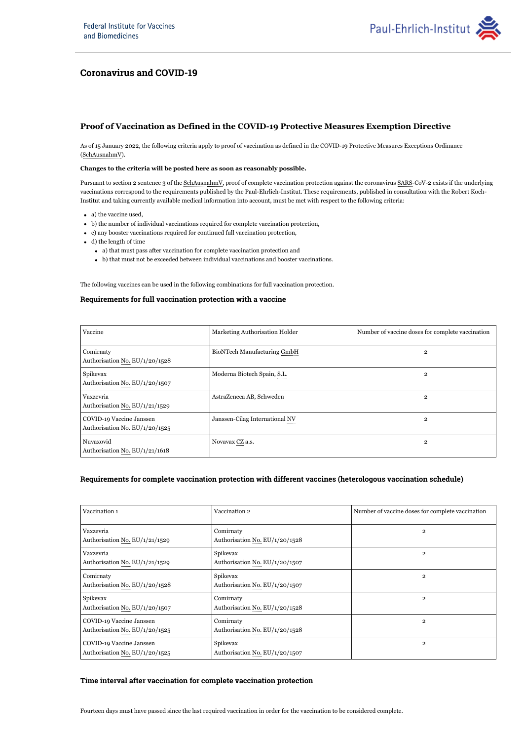Federal Institute for Vaccines and Biomedicines

Paul-Ehrlich-Institut

# Coronavirus and COVID-19

## Proof of Vaccination as Defined in the COVID-19 Protective Measures Exemption Directive

As of 15 January 2022, the following criteria apply to proof of vaccination as defined in the COVID-19 Protective Measures Exceptions Ordinance (SchAusnahmV).

**Changes to the criteria will be posted here as soon as reasonably possible.**

Pursuant to section 2 sentence 3 of the SchAusnahmV, proof of complete vaccination protection against the coronavirus SARS-CoV-2 exists if the underlying vaccinations correspond to the requirements published by the Paul-Ehrlich-Institut. These requirements, published in consultation with the Robert Koch-Institut and taking currently available medical information into account, must be met with respect to the following criteria:

- a) the vaccine used,
- b) the number of individual vaccinations required for complete vaccination protection,
- c) any booster vaccinations required for continued full vaccination protection,
- d) the length of time
  - a) that must pass after vaccination for complete vaccination protection and
  - b) that must not be exceeded between individual vaccinations and booster vaccinations.

The following vaccines can be used in the following combinations for full vaccination protection.

### Requirements for full vaccination protection with a vaccine

| Vaccine | Marketing Authorisation Holder | Number of vaccine doses for complete vaccination |
|---|---|---|
| Comirnaty<br>Authorisation No. EU/1/20/1528 | BioNTech Manufacturing GmbH | 2 |
| Spikevax<br>Authorisation No. EU/1/20/1507 | Moderna Biotech Spain, S.L. | 2 |
| Vaxzevria<br>Authorisation No. EU/1/21/1529 | AstraZeneca AB, Schweden | 2 |
| COVID-19 Vaccine Janssen<br>Authorisation No. EU/1/20/1525 | Janssen-Cilag International NV | 2 |
| Nuvaxovid<br>Authorisation No. EU/1/21/1618 | Novavax CZ a.s. | 2 |

### Requirements for complete vaccination protection with different vaccines (heterologous vaccination schedule)

| Vaccination 1 | Vaccination 2 | Number of vaccine doses for complete vaccination |
|---|---|---|
| Vaxzevria<br>Authorisation No. EU/1/21/1529 | Comirnaty<br>Authorisation No. EU/1/20/1528 | 2 |
| Vaxzevria<br>Authorisation No. EU/1/21/1529 | Spikevax<br>Authorisation No. EU/1/20/1507 | 2 |
| Comirnaty<br>Authorisation No. EU/1/20/1528 | Spikevax<br>Authorisation No. EU/1/20/1507 | 2 |
| Spikevax<br>Authorisation No. EU/1/20/1507 | Comirnaty<br>Authorisation No. EU/1/20/1528 | 2 |
| COVID-19 Vaccine Janssen<br>Authorisation No. EU/1/20/1525 | Comirnaty<br>Authorisation No. EU/1/20/1528 | 2 |
| COVID-19 Vaccine Janssen<br>Authorisation No. EU/1/20/1525 | Spikevax<br>Authorisation No. EU/1/20/1507 | 2 |

### Time interval after vaccination for complete vaccination protection

Fourteen days must have passed since the last required vaccination in order for the vaccination to be considered complete.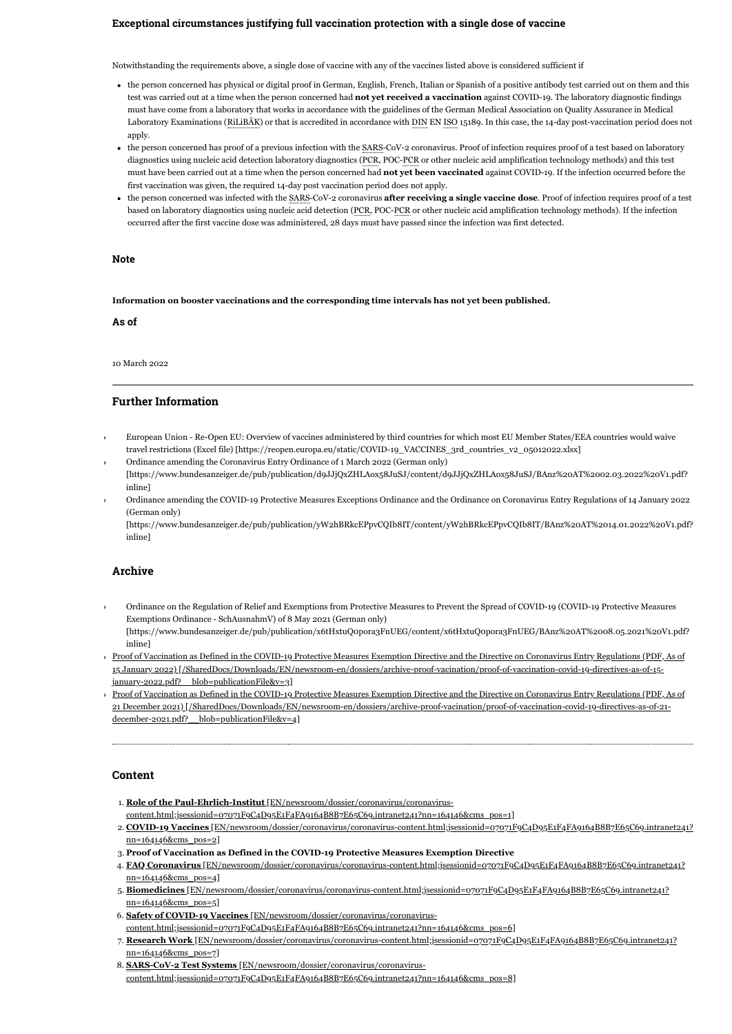### Exceptional circumstances justifying full vaccination protection with a single dose of vaccine

Notwithstanding the requirements above, a single dose of vaccine with any of the vaccines listed above is considered sufficient if

- the person concerned has physical or digital proof in German, English, French, Italian or Spanish of a positive antibody test carried out on them and this test was carried out at a time when the person concerned had **not yet received a vaccination** against COVID-19. The laboratory diagnostic findings must have come from a laboratory that works in accordance with the guidelines of the German Medical Association on Quality Assurance in Medical Laboratory Examinations (RiLiBÄK) or that is accredited in accordance with DIN EN ISO 15189. In this case, the 14-day post-vaccination period does not apply.
- the person concerned has proof of a previous infection with the SARS-CoV-2 coronavirus. Proof of infection requires proof of a test based on laboratory diagnostics using nucleic acid detection laboratory diagnostics (PCR, POC-PCR or other nucleic acid amplification technology methods) and this test must have been carried out at a time when the person concerned had **not yet been vaccinated** against COVID-19. If the infection occurred before the first vaccination was given, the required 14-day post vaccination period does not apply.
- the person concerned was infected with the SARS-CoV-2 coronavirus **after receiving a single vaccine dose**. Proof of infection requires proof of a test based on laboratory diagnostics using nucleic acid detection (PCR, POC-PCR or other nucleic acid amplification technology methods). If the infection occurred after the first vaccine dose was administered, 28 days must have passed since the infection was first detected.

### Note

**Information on booster vaccinations and the corresponding time intervals has not yet been published.**

### As of

10 March 2022

---

### Further Information

- European Union - Re-Open EU: Overview of vaccines administered by third countries for which most EU Member States/EEA countries would waive travel restrictions (Excel file) [https://reopen.europa.eu/static/COVID-19_VACCINES_3rd_countries_v2_05012022.xlsx]
- Ordinance amending the Coronavirus Entry Ordinance of 1 March 2022 (German only) [https://www.bundesanzeiger.de/pub/publication/d9JJjQxZHLAox58JuSJ/content/d9JJjQxZHLAox58JuSJ/BAnz%20AT%2002.03.2022%20V1.pdf?inline]
- Ordinance amending the COVID-19 Protective Measures Exceptions Ordinance and the Ordinance on Coronavirus Entry Regulations of 14 January 2022 (German only) [https://www.bundesanzeiger.de/pub/publication/yW2hBRkcEPpvCQIb8IT/content/yW2hBRkcEPpvCQIb8IT/BAnz%20AT%2014.01.2022%20V1.pdf?inline]

### Archive

- Ordinance on the Regulation of Relief and Exemptions from Protective Measures to Prevent the Spread of COVID-19 (COVID-19 Protective Measures Exemptions Ordinance - SchAusnahmV) of 8 May 2021 (German only) [https://www.bundesanzeiger.de/pub/publication/x6tHxtuQ0pora3FnUEG/content/x6tHxtuQ0pora3FnUEG/BAnz%20AT%2008.05.2021%20V1.pdf?inline]
- Proof of Vaccination as Defined in the COVID-19 Protective Measures Exemption Directive and the Directive on Coronavirus Entry Regulations (PDF, As of 15 January 2022) [/SharedDocs/Downloads/EN/newsroom-en/dossiers/archive-proof-vacination/proof-of-vaccination-covid-19-directives-as-of-15-january-2022.pdf?__blob=publicationFile&v=3]
- Proof of Vaccination as Defined in the COVID-19 Protective Measures Exemption Directive and the Directive on Coronavirus Entry Regulations (PDF, As of 21 December 2021) [/SharedDocs/Downloads/EN/newsroom-en/dossiers/archive-proof-vacination/proof-of-vaccination-covid-19-directives-as-of-21-december-2021.pdf?__blob=publicationFile&v=4]

---

### Content

1. **Role of the Paul-Ehrlich-Institut** [EN/newsroom/dossier/coronavirus/coronavirus-content.html;jsessionid=07071F9C4D95E1F4FA9164B8B7E65C69.intranet241?nn=164146&cms_pos=1]
2. **COVID-19 Vaccines** [EN/newsroom/dossier/coronavirus/coronavirus-content.html;jsessionid=07071F9C4D95E1F4FA9164B8B7E65C69.intranet241?nn=164146&cms_pos=2]
3. **Proof of Vaccination as Defined in the COVID-19 Protective Measures Exemption Directive**
4. **FAQ Coronavirus** [EN/newsroom/dossier/coronavirus/coronavirus-content.html;jsessionid=07071F9C4D95E1F4FA9164B8B7E65C69.intranet241?nn=164146&cms_pos=4]
5. **Biomedicines** [EN/newsroom/dossier/coronavirus/coronavirus-content.html;jsessionid=07071F9C4D95E1F4FA9164B8B7E65C69.intranet241?nn=164146&cms_pos=5]
6. **Safety of COVID-19 Vaccines** [EN/newsroom/dossier/coronavirus/coronavirus-content.html;jsessionid=07071F9C4D95E1F4FA9164B8B7E65C69.intranet241?nn=164146&cms_pos=6]
7. **Research Work** [EN/newsroom/dossier/coronavirus/coronavirus-content.html;jsessionid=07071F9C4D95E1F4FA9164B8B7E65C69.intranet241?nn=164146&cms_pos=7]
8. **SARS-CoV-2 Test Systems** [EN/newsroom/dossier/coronavirus/coronavirus-content.html;jsessionid=07071F9C4D95E1F4FA9164B8B7E65C69.intranet241?nn=164146&cms_pos=8]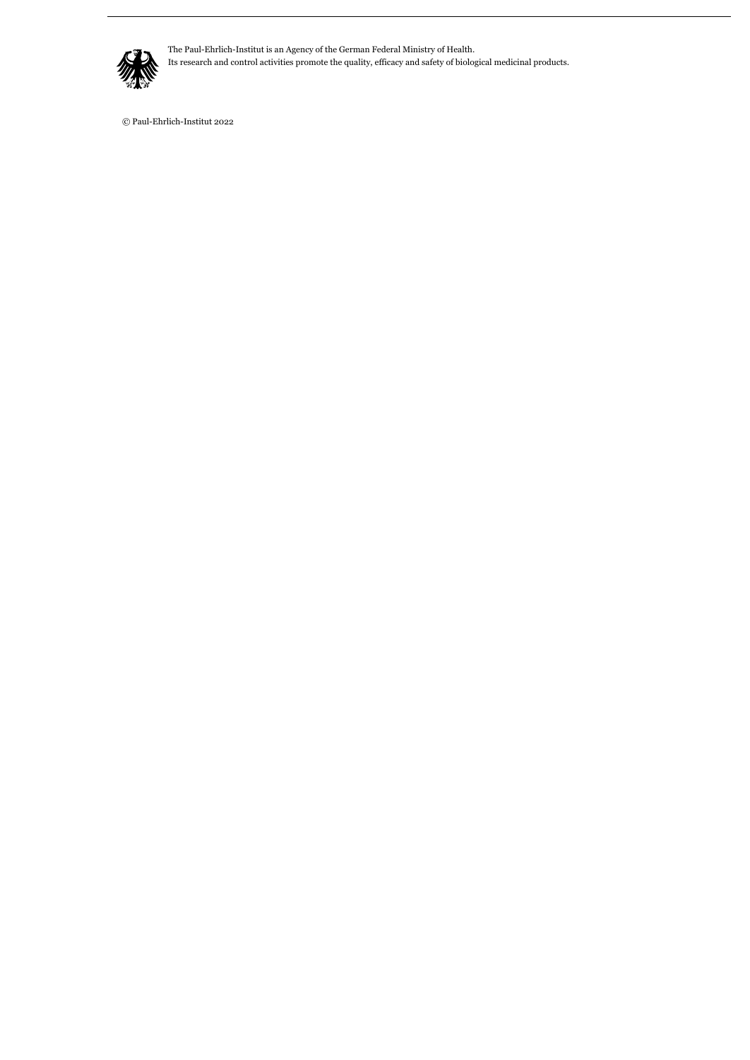The Paul-Ehrlich-Institut is an Agency of the German Federal Ministry of Health.
Its research and control activities promote the quality, efficacy and safety of biological medicinal products.

© Paul-Ehrlich-Institut 2022